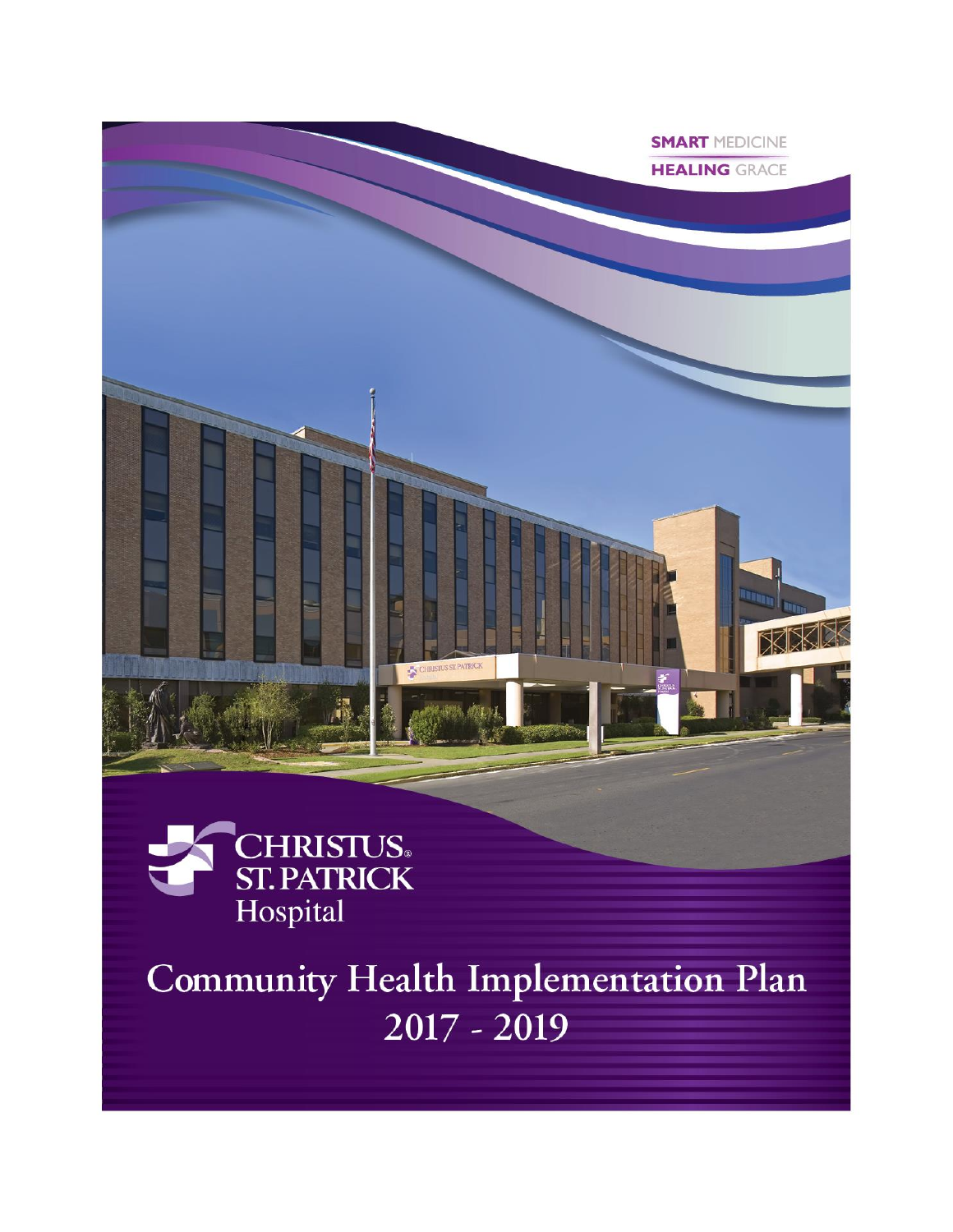**SMART** MEDICINE

**HEALING** GRACE

CHRISTUS® ST. PATRICK Hospital

# Community Health Implementation Plan 2017 - 2019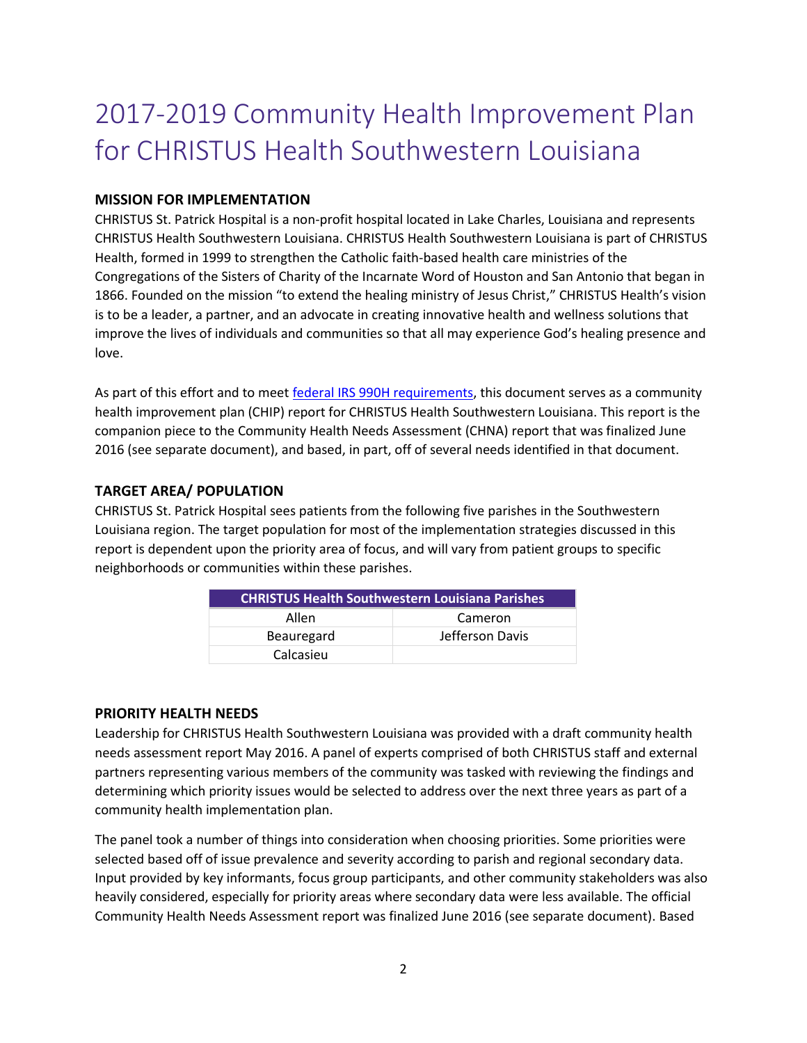# 2017-2019 Community Health Improvement Plan for CHRISTUS Health Southwestern Louisiana

### MISSION FOR IMPLEMENTATION

CHRISTUS St. Patrick Hospital is a non-profit hospital located in Lake Charles, Louisiana and represents CHRISTUS Health Southwestern Louisiana. CHRISTUS Health Southwestern Louisiana is part of CHRISTUS Health, formed in 1999 to strengthen the Catholic faith-based health care ministries of the Congregations of the Sisters of Charity of the Incarnate Word of Houston and San Antonio that began in 1866. Founded on the mission "to extend the healing ministry of Jesus Christ," CHRISTUS Health's vision is to be a leader, a partner, and an advocate in creating innovative health and wellness solutions that improve the lives of individuals and communities so that all may experience God's healing presence and love.

As part of this effort and to meet federal IRS 990H requirements, this document serves as a community health improvement plan (CHIP) report for CHRISTUS Health Southwestern Louisiana. This report is the companion piece to the Community Health Needs Assessment (CHNA) report that was finalized June 2016 (see separate document), and based, in part, off of several needs identified in that document.

### TARGET AREA/ POPULATION

CHRISTUS St. Patrick Hospital sees patients from the following five parishes in the Southwestern Louisiana region. The target population for most of the implementation strategies discussed in this report is dependent upon the priority area of focus, and will vary from patient groups to specific neighborhoods or communities within these parishes.

| CHRISTUS Health Southwestern Louisiana Parishes | |
|---|---|
| Allen | Cameron |
| Beauregard | Jefferson Davis |
| Calcasieu | |

### PRIORITY HEALTH NEEDS

Leadership for CHRISTUS Health Southwestern Louisiana was provided with a draft community health needs assessment report May 2016. A panel of experts comprised of both CHRISTUS staff and external partners representing various members of the community was tasked with reviewing the findings and determining which priority issues would be selected to address over the next three years as part of a community health implementation plan.

The panel took a number of things into consideration when choosing priorities. Some priorities were selected based off of issue prevalence and severity according to parish and regional secondary data. Input provided by key informants, focus group participants, and other community stakeholders was also heavily considered, especially for priority areas where secondary data were less available. The official Community Health Needs Assessment report was finalized June 2016 (see separate document). Based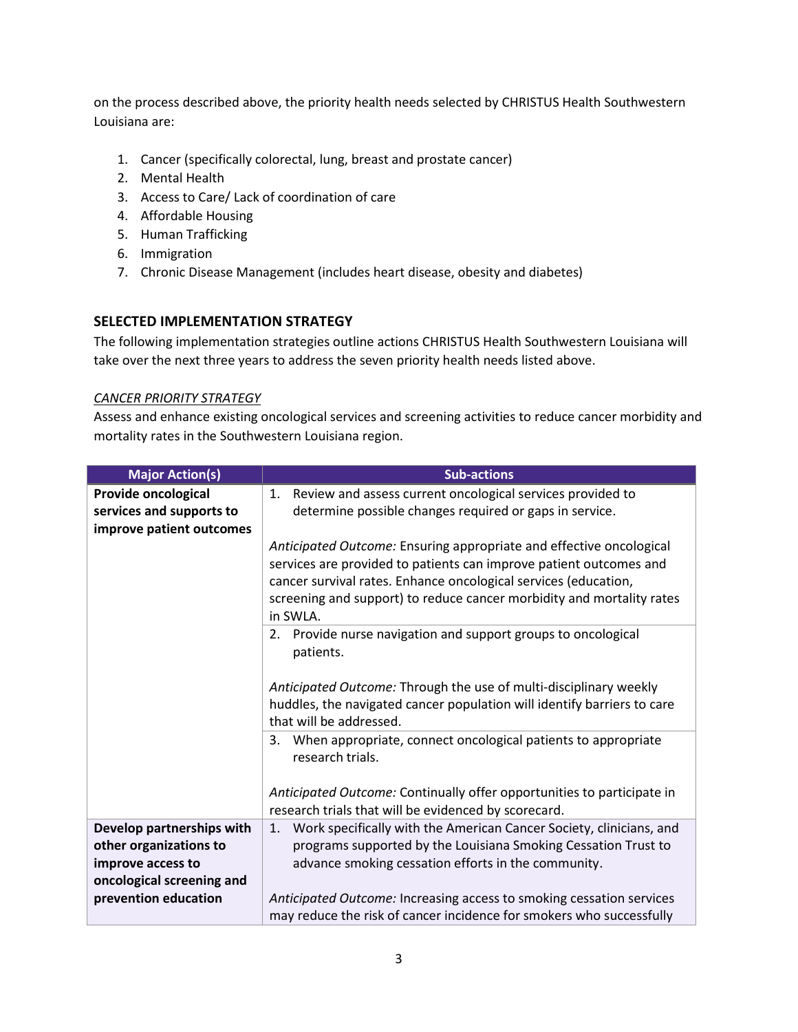on the process described above, the priority health needs selected by CHRISTUS Health Southwestern Louisiana are:

1. Cancer (specifically colorectal, lung, breast and prostate cancer)
2. Mental Health
3. Access to Care/ Lack of coordination of care
4. Affordable Housing
5. Human Trafficking
6. Immigration
7. Chronic Disease Management (includes heart disease, obesity and diabetes)

## SELECTED IMPLEMENTATION STRATEGY

The following implementation strategies outline actions CHRISTUS Health Southwestern Louisiana will take over the next three years to address the seven priority health needs listed above.

*CANCER PRIORITY STRATEGY*

Assess and enhance existing oncological services and screening activities to reduce cancer morbidity and mortality rates in the Southwestern Louisiana region.

| Major Action(s) | Sub-actions |
|---|---|
| **Provide oncological services and supports to improve patient outcomes** | 1. Review and assess current oncological services provided to determine possible changes required or gaps in service.<br><br>*Anticipated Outcome:* Ensuring appropriate and effective oncological services are provided to patients can improve patient outcomes and cancer survival rates. Enhance oncological services (education, screening and support) to reduce cancer morbidity and mortality rates in SWLA. |
| | 2. Provide nurse navigation and support groups to oncological patients.<br><br>*Anticipated Outcome:* Through the use of multi-disciplinary weekly huddles, the navigated cancer population will identify barriers to care that will be addressed. |
| | 3. When appropriate, connect oncological patients to appropriate research trials.<br><br>*Anticipated Outcome:* Continually offer opportunities to participate in research trials that will be evidenced by scorecard. |
| **Develop partnerships with other organizations to improve access to oncological screening and prevention education** | 1. Work specifically with the American Cancer Society, clinicians, and programs supported by the Louisiana Smoking Cessation Trust to advance smoking cessation efforts in the community.<br><br>*Anticipated Outcome:* Increasing access to smoking cessation services may reduce the risk of cancer incidence for smokers who successfully |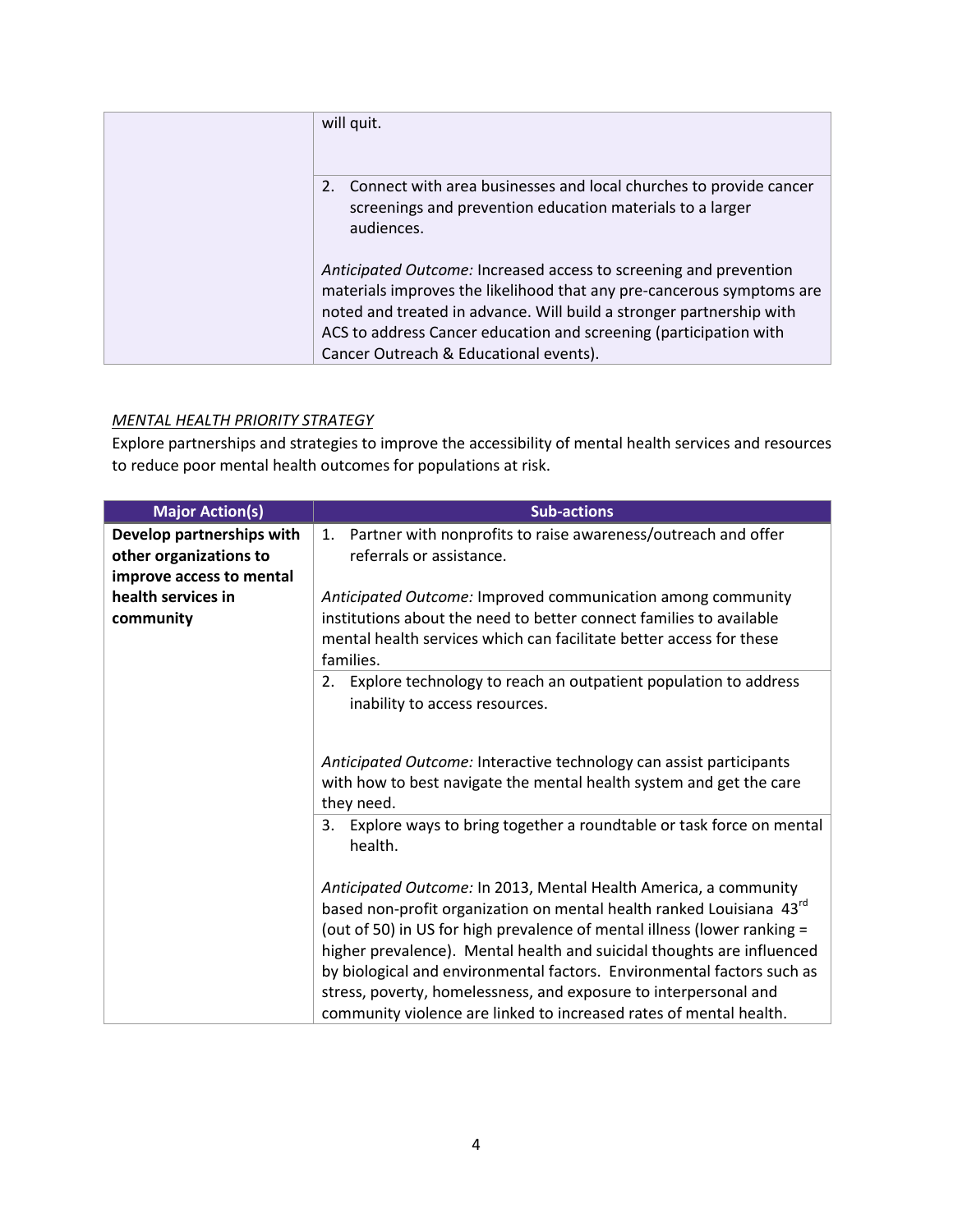| | |
|---|---|
| | will quit. |
| | 2. Connect with area businesses and local churches to provide cancer screenings and prevention education materials to a larger audiences.<br><br>*Anticipated Outcome:* Increased access to screening and prevention materials improves the likelihood that any pre-cancerous symptoms are noted and treated in advance. Will build a stronger partnership with ACS to address Cancer education and screening (participation with Cancer Outreach & Educational events). |

*MENTAL HEALTH PRIORITY STRATEGY*

Explore partnerships and strategies to improve the accessibility of mental health services and resources to reduce poor mental health outcomes for populations at risk.

| Major Action(s) | Sub-actions |
|---|---|
| **Develop partnerships with other organizations to improve access to mental health services in community** | 1. Partner with nonprofits to raise awareness/outreach and offer referrals or assistance.<br><br>*Anticipated Outcome:* Improved communication among community institutions about the need to better connect families to available mental health services which can facilitate better access for these families. |
| | 2. Explore technology to reach an outpatient population to address inability to access resources.<br><br>*Anticipated Outcome:* Interactive technology can assist participants with how to best navigate the mental health system and get the care they need. |
| | 3. Explore ways to bring together a roundtable or task force on mental health.<br><br>*Anticipated Outcome:* In 2013, Mental Health America, a community based non-profit organization on mental health ranked Louisiana 43rd (out of 50) in US for high prevalence of mental illness (lower ranking = higher prevalence). Mental health and suicidal thoughts are influenced by biological and environmental factors. Environmental factors such as stress, poverty, homelessness, and exposure to interpersonal and community violence are linked to increased rates of mental health. |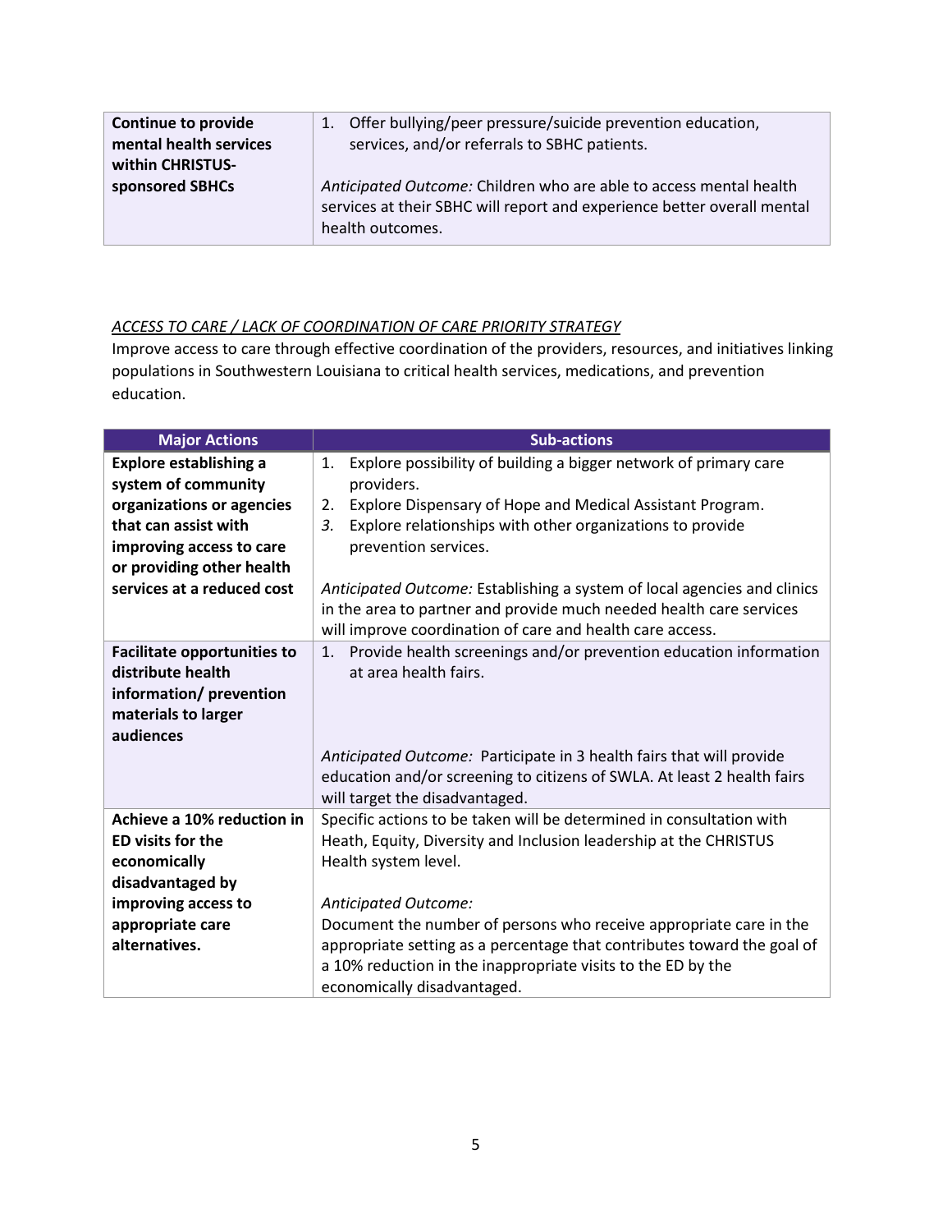| | |
|---|---|
| **Continue to provide mental health services within CHRISTUS-sponsored SBHCs** | 1. Offer bullying/peer pressure/suicide prevention education, services, and/or referrals to SBHC patients.<br><br>*Anticipated Outcome:* Children who are able to access mental health services at their SBHC will report and experience better overall mental health outcomes. |

*ACCESS TO CARE / LACK OF COORDINATION OF CARE PRIORITY STRATEGY*

Improve access to care through effective coordination of the providers, resources, and initiatives linking populations in Southwestern Louisiana to critical health services, medications, and prevention education.

| Major Actions | Sub-actions |
|---|---|
| **Explore establishing a system of community organizations or agencies that can assist with improving access to care or providing other health services at a reduced cost** | 1. Explore possibility of building a bigger network of primary care providers.<br>2. Explore Dispensary of Hope and Medical Assistant Program.<br>3. Explore relationships with other organizations to provide prevention services.<br><br>*Anticipated Outcome:* Establishing a system of local agencies and clinics in the area to partner and provide much needed health care services will improve coordination of care and health care access. |
| **Facilitate opportunities to distribute health information/ prevention materials to larger audiences** | 1. Provide health screenings and/or prevention education information at area health fairs.<br><br>*Anticipated Outcome:* Participate in 3 health fairs that will provide education and/or screening to citizens of SWLA. At least 2 health fairs will target the disadvantaged. |
| **Achieve a 10% reduction in ED visits for the economically disadvantaged by improving access to appropriate care alternatives.** | Specific actions to be taken will be determined in consultation with Heath, Equity, Diversity and Inclusion leadership at the CHRISTUS Health system level.<br><br>*Anticipated Outcome:*<br>Document the number of persons who receive appropriate care in the appropriate setting as a percentage that contributes toward the goal of a 10% reduction in the inappropriate visits to the ED by the economically disadvantaged. |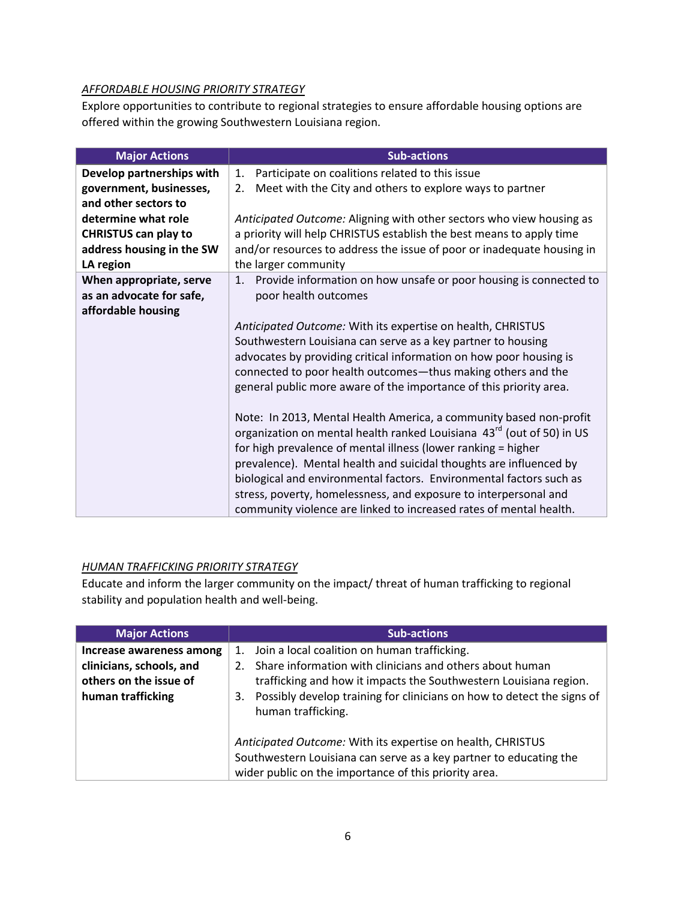*AFFORDABLE HOUSING PRIORITY STRATEGY*

Explore opportunities to contribute to regional strategies to ensure affordable housing options are offered within the growing Southwestern Louisiana region.

| Major Actions | Sub-actions |
| --- | --- |
| **Develop partnerships with government, businesses, and other sectors to determine what role CHRISTUS can play to address housing in the SW LA region** | 1. Participate on coalitions related to this issue<br>2. Meet with the City and others to explore ways to partner<br><br>*Anticipated Outcome:* Aligning with other sectors who view housing as a priority will help CHRISTUS establish the best means to apply time and/or resources to address the issue of poor or inadequate housing in the larger community |
| **When appropriate, serve as an advocate for safe, affordable housing** | 1. Provide information on how unsafe or poor housing is connected to poor health outcomes<br><br>*Anticipated Outcome:* With its expertise on health, CHRISTUS Southwestern Louisiana can serve as a key partner to housing advocates by providing critical information on how poor housing is connected to poor health outcomes—thus making others and the general public more aware of the importance of this priority area.<br><br>Note: In 2013, Mental Health America, a community based non-profit organization on mental health ranked Louisiana 43rd (out of 50) in US for high prevalence of mental illness (lower ranking = higher prevalence). Mental health and suicidal thoughts are influenced by biological and environmental factors. Environmental factors such as stress, poverty, homelessness, and exposure to interpersonal and community violence are linked to increased rates of mental health. |

*HUMAN TRAFFICKING PRIORITY STRATEGY*

Educate and inform the larger community on the impact/ threat of human trafficking to regional stability and population health and well-being.

| Major Actions | Sub-actions |
| --- | --- |
| **Increase awareness among clinicians, schools, and others on the issue of human trafficking** | 1. Join a local coalition on human trafficking.<br>2. Share information with clinicians and others about human trafficking and how it impacts the Southwestern Louisiana region.<br>3. Possibly develop training for clinicians on how to detect the signs of human trafficking.<br><br>*Anticipated Outcome:* With its expertise on health, CHRISTUS Southwestern Louisiana can serve as a key partner to educating the wider public on the importance of this priority area. |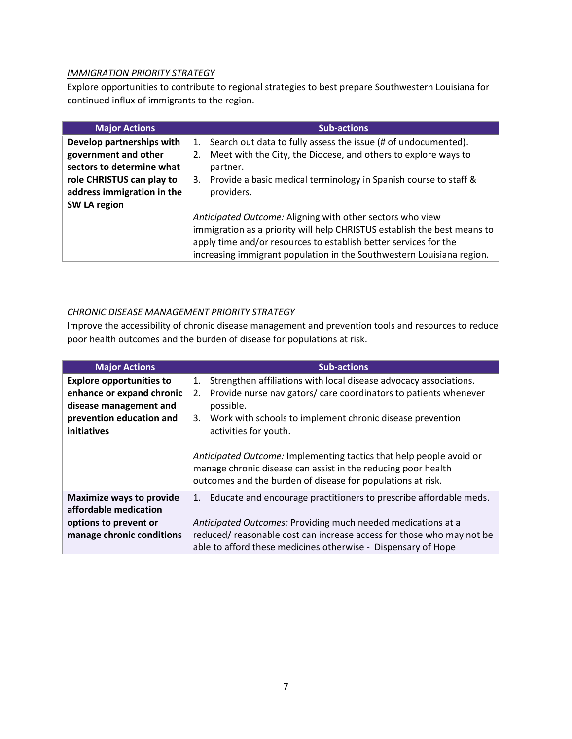*IMMIGRATION PRIORITY STRATEGY*

Explore opportunities to contribute to regional strategies to best prepare Southwestern Louisiana for continued influx of immigrants to the region.

| Major Actions | Sub-actions |
| --- | --- |
| **Develop partnerships with government and other sectors to determine what role CHRISTUS can play to address immigration in the SW LA region** | 1. Search out data to fully assess the issue (# of undocumented).<br>2. Meet with the City, the Diocese, and others to explore ways to partner.<br>3. Provide a basic medical terminology in Spanish course to staff & providers.<br><br>*Anticipated Outcome:* Aligning with other sectors who view immigration as a priority will help CHRISTUS establish the best means to apply time and/or resources to establish better services for the increasing immigrant population in the Southwestern Louisiana region. |

*CHRONIC DISEASE MANAGEMENT PRIORITY STRATEGY*

Improve the accessibility of chronic disease management and prevention tools and resources to reduce poor health outcomes and the burden of disease for populations at risk.

| Major Actions | Sub-Actions |
| --- | --- |
| **Explore opportunities to enhance or expand chronic disease management and prevention education and initiatives** | 1. Strengthen affiliations with local disease advocacy associations.<br>2. Provide nurse navigators/ care coordinators to patients whenever possible.<br>3. Work with schools to implement chronic disease prevention activities for youth.<br><br>*Anticipated Outcome:* Implementing tactics that help people avoid or manage chronic disease can assist in the reducing poor health outcomes and the burden of disease for populations at risk. |
| **Maximize ways to provide affordable medication options to prevent or manage chronic conditions** | 1. Educate and encourage practitioners to prescribe affordable meds.<br><br>*Anticipated Outcomes:* Providing much needed medications at a reduced/ reasonable cost can increase access for those who may not be able to afford these medicines otherwise - Dispensary of Hope |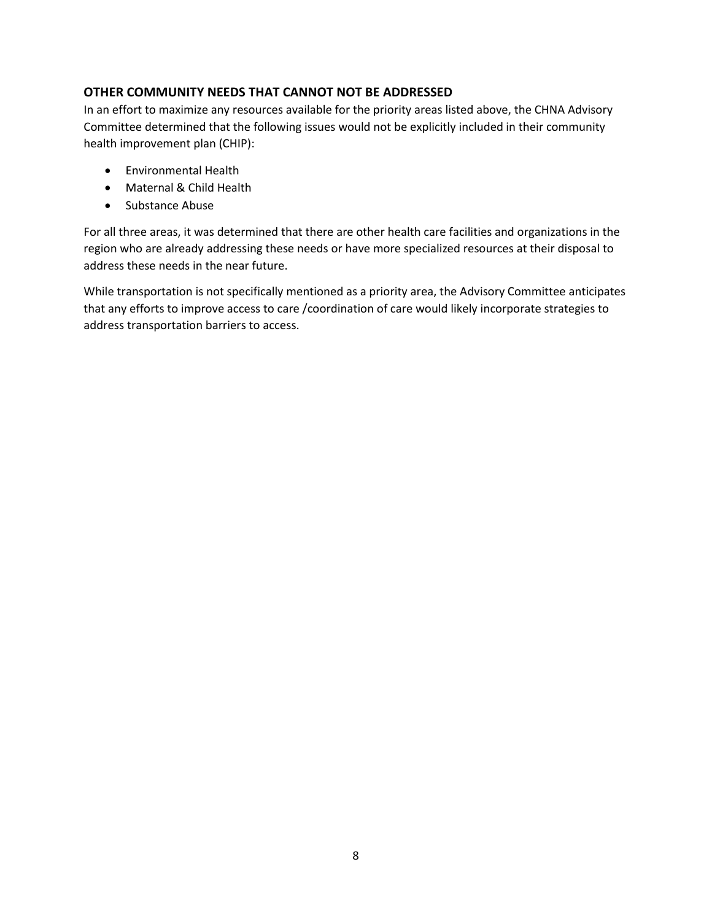## OTHER COMMUNITY NEEDS THAT CANNOT NOT BE ADDRESSED

In an effort to maximize any resources available for the priority areas listed above, the CHNA Advisory Committee determined that the following issues would not be explicitly included in their community health improvement plan (CHIP):

- Environmental Health
- Maternal & Child Health
- Substance Abuse

For all three areas, it was determined that there are other health care facilities and organizations in the region who are already addressing these needs or have more specialized resources at their disposal to address these needs in the near future.

While transportation is not specifically mentioned as a priority area, the Advisory Committee anticipates that any efforts to improve access to care /coordination of care would likely incorporate strategies to address transportation barriers to access.